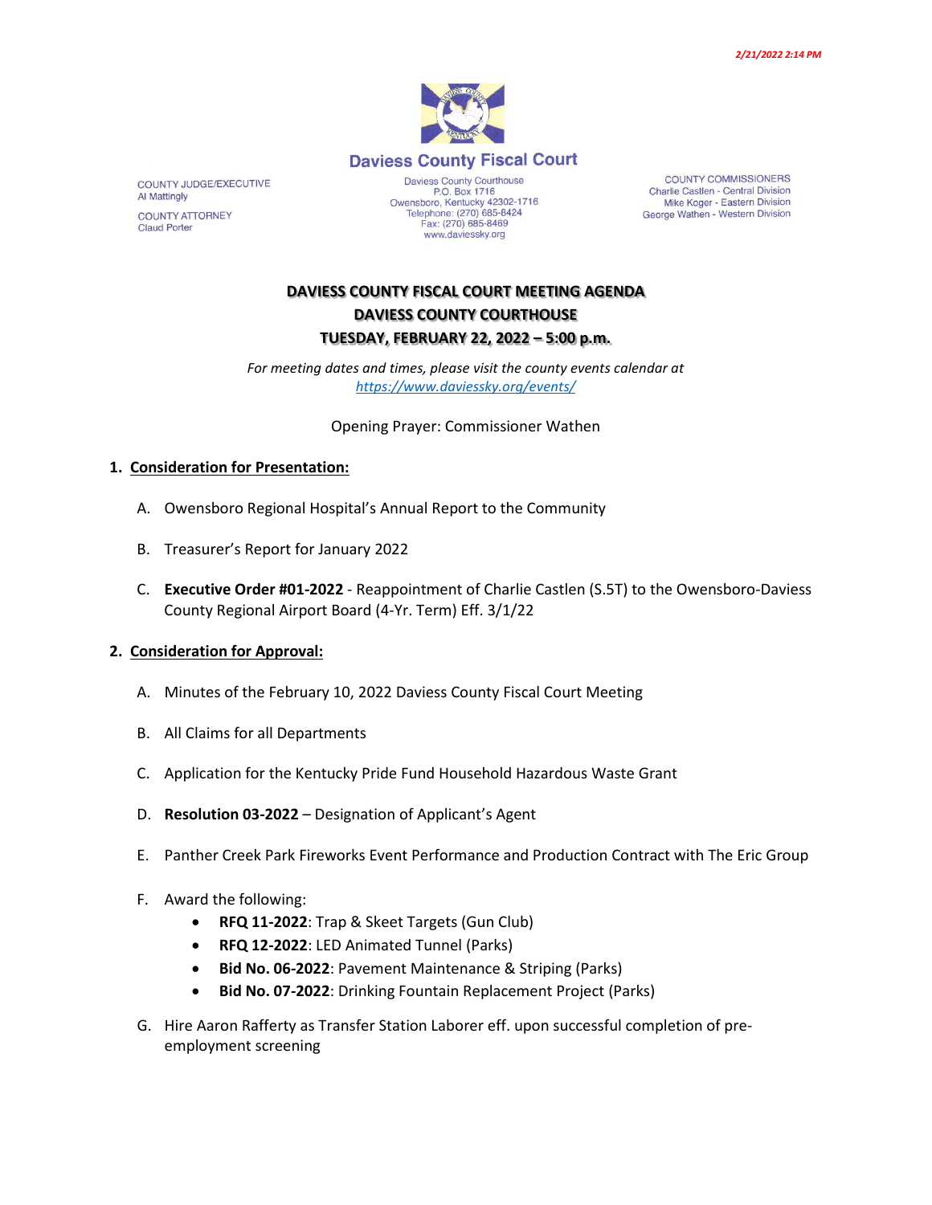2/21/2022 2:14 PM

# Daviess County Fiscal Court

COUNTY JUDGE/EXECUTIVE
Al Mattingly

COUNTY ATTORNEY
Claud Porter

Daviess County Courthouse
P.O. Box 1716
Owensboro, Kentucky 42302-1716
Telephone: (270) 685-8424
Fax: (270) 685-8469
www.daviessky.org

COUNTY COMMISSIONERS
Charlie Castlen - Central Division
Mike Koger - Eastern Division
George Wathen - Western Division

## DAVIESS COUNTY FISCAL COURT MEETING AGENDA
## DAVIESS COUNTY COURTHOUSE
## TUESDAY, FEBRUARY 22, 2022 – 5:00 p.m.

*For meeting dates and times, please visit the county events calendar at [https://www.daviessky.org/events/](https://www.daviessky.org/events/)*

Opening Prayer: Commissioner Wathen

1. **Consideration for Presentation:**

   A. Owensboro Regional Hospital's Annual Report to the Community

   B. Treasurer's Report for January 2022

   C. **Executive Order #01-2022** - Reappointment of Charlie Castlen (S.5T) to the Owensboro-Daviess County Regional Airport Board (4-Yr. Term) Eff. 3/1/22

2. **Consideration for Approval:**

   A. Minutes of the February 10, 2022 Daviess County Fiscal Court Meeting

   B. All Claims for all Departments

   C. Application for the Kentucky Pride Fund Household Hazardous Waste Grant

   D. **Resolution 03-2022** – Designation of Applicant's Agent

   E. Panther Creek Park Fireworks Event Performance and Production Contract with The Eric Group

   F. Award the following:
      - **RFQ 11-2022**: Trap & Skeet Targets (Gun Club)
      - **RFQ 12-2022**: LED Animated Tunnel (Parks)
      - **Bid No. 06-2022**: Pavement Maintenance & Striping (Parks)
      - **Bid No. 07-2022**: Drinking Fountain Replacement Project (Parks)

   G. Hire Aaron Rafferty as Transfer Station Laborer eff. upon successful completion of pre-employment screening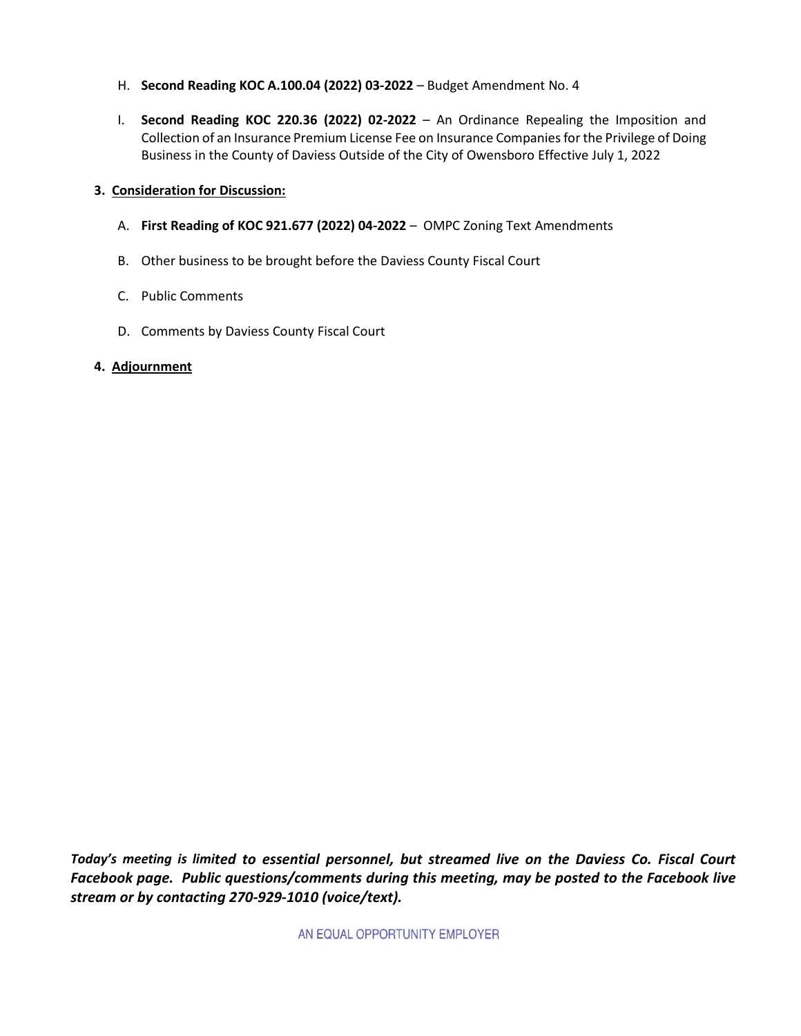H. **Second Reading KOC A.100.04 (2022) 03-2022** – Budget Amendment No. 4

I. **Second Reading KOC 220.36 (2022) 02-2022** – An Ordinance Repealing the Imposition and Collection of an Insurance Premium License Fee on Insurance Companies for the Privilege of Doing Business in the County of Daviess Outside of the City of Owensboro Effective July 1, 2022

**3. Consideration for Discussion:**

A. **First Reading of KOC 921.677 (2022) 04-2022** – OMPC Zoning Text Amendments

B. Other business to be brought before the Daviess County Fiscal Court

C. Public Comments

D. Comments by Daviess County Fiscal Court

**4. Adjournment**

***Today's meeting is limited to essential personnel, but streamed live on the Daviess Co. Fiscal Court Facebook page. Public questions/comments during this meeting, may be posted to the Facebook live stream or by contacting 270-929-1010 (voice/text).***

AN EQUAL OPPORTUNITY EMPLOYER